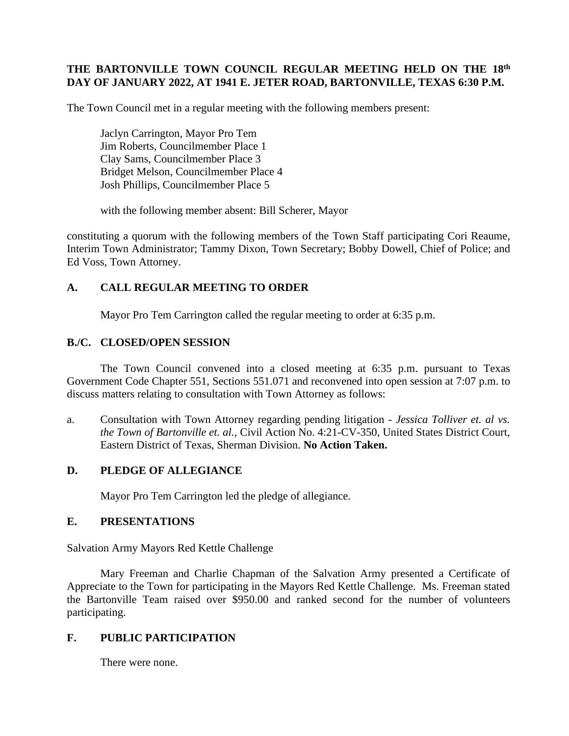**THE BARTONVILLE TOWN COUNCIL REGULAR MEETING HELD ON THE 18th DAY OF JANUARY 2022, AT 1941 E. JETER ROAD, BARTONVILLE, TEXAS 6:30 P.M.**

The Town Council met in a regular meeting with the following members present:

Jaclyn Carrington, Mayor Pro Tem
Jim Roberts, Councilmember Place 1
Clay Sams, Councilmember Place 3
Bridget Melson, Councilmember Place 4
Josh Phillips, Councilmember Place 5

with the following member absent: Bill Scherer, Mayor

constituting a quorum with the following members of the Town Staff participating Cori Reaume, Interim Town Administrator; Tammy Dixon, Town Secretary; Bobby Dowell, Chief of Police; and Ed Voss, Town Attorney.

## A. CALL REGULAR MEETING TO ORDER

Mayor Pro Tem Carrington called the regular meeting to order at 6:35 p.m.

## B./C. CLOSED/OPEN SESSION

The Town Council convened into a closed meeting at 6:35 p.m. pursuant to Texas Government Code Chapter 551, Sections 551.071 and reconvened into open session at 7:07 p.m. to discuss matters relating to consultation with Town Attorney as follows:

a. Consultation with Town Attorney regarding pending litigation - *Jessica Tolliver et. al vs. the Town of Bartonville et. al.,* Civil Action No. 4:21-CV-350, United States District Court, Eastern District of Texas, Sherman Division. **No Action Taken.**

## D. PLEDGE OF ALLEGIANCE

Mayor Pro Tem Carrington led the pledge of allegiance.

## E. PRESENTATIONS

Salvation Army Mayors Red Kettle Challenge

Mary Freeman and Charlie Chapman of the Salvation Army presented a Certificate of Appreciate to the Town for participating in the Mayors Red Kettle Challenge. Ms. Freeman stated the Bartonville Team raised over $950.00 and ranked second for the number of volunteers participating.

## F. PUBLIC PARTICIPATION

There were none.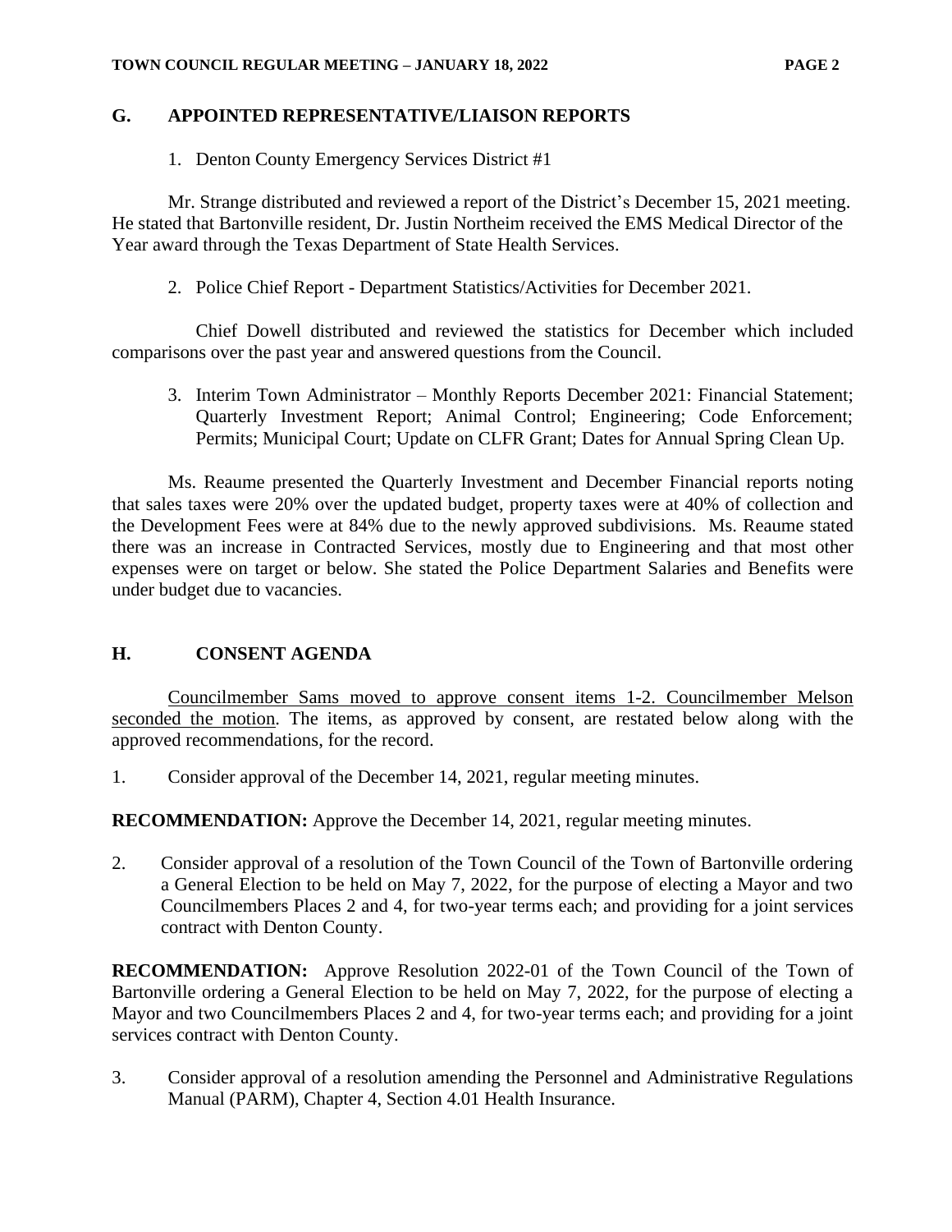## G. APPOINTED REPRESENTATIVE/LIAISON REPORTS

1. Denton County Emergency Services District #1

Mr. Strange distributed and reviewed a report of the District's December 15, 2021 meeting. He stated that Bartonville resident, Dr. Justin Northeim received the EMS Medical Director of the Year award through the Texas Department of State Health Services.

2. Police Chief Report - Department Statistics/Activities for December 2021.

Chief Dowell distributed and reviewed the statistics for December which included comparisons over the past year and answered questions from the Council.

3. Interim Town Administrator – Monthly Reports December 2021: Financial Statement; Quarterly Investment Report; Animal Control; Engineering; Code Enforcement; Permits; Municipal Court; Update on CLFR Grant; Dates for Annual Spring Clean Up.

Ms. Reaume presented the Quarterly Investment and December Financial reports noting that sales taxes were 20% over the updated budget, property taxes were at 40% of collection and the Development Fees were at 84% due to the newly approved subdivisions. Ms. Reaume stated there was an increase in Contracted Services, mostly due to Engineering and that most other expenses were on target or below. She stated the Police Department Salaries and Benefits were under budget due to vacancies.

## H. CONSENT AGENDA

Councilmember Sams moved to approve consent items 1-2. Councilmember Melson seconded the motion. The items, as approved by consent, are restated below along with the approved recommendations, for the record.

1. Consider approval of the December 14, 2021, regular meeting minutes.

**RECOMMENDATION:** Approve the December 14, 2021, regular meeting minutes.

2. Consider approval of a resolution of the Town Council of the Town of Bartonville ordering a General Election to be held on May 7, 2022, for the purpose of electing a Mayor and two Councilmembers Places 2 and 4, for two-year terms each; and providing for a joint services contract with Denton County.

**RECOMMENDATION:** Approve Resolution 2022-01 of the Town Council of the Town of Bartonville ordering a General Election to be held on May 7, 2022, for the purpose of electing a Mayor and two Councilmembers Places 2 and 4, for two-year terms each; and providing for a joint services contract with Denton County.

3. Consider approval of a resolution amending the Personnel and Administrative Regulations Manual (PARM), Chapter 4, Section 4.01 Health Insurance.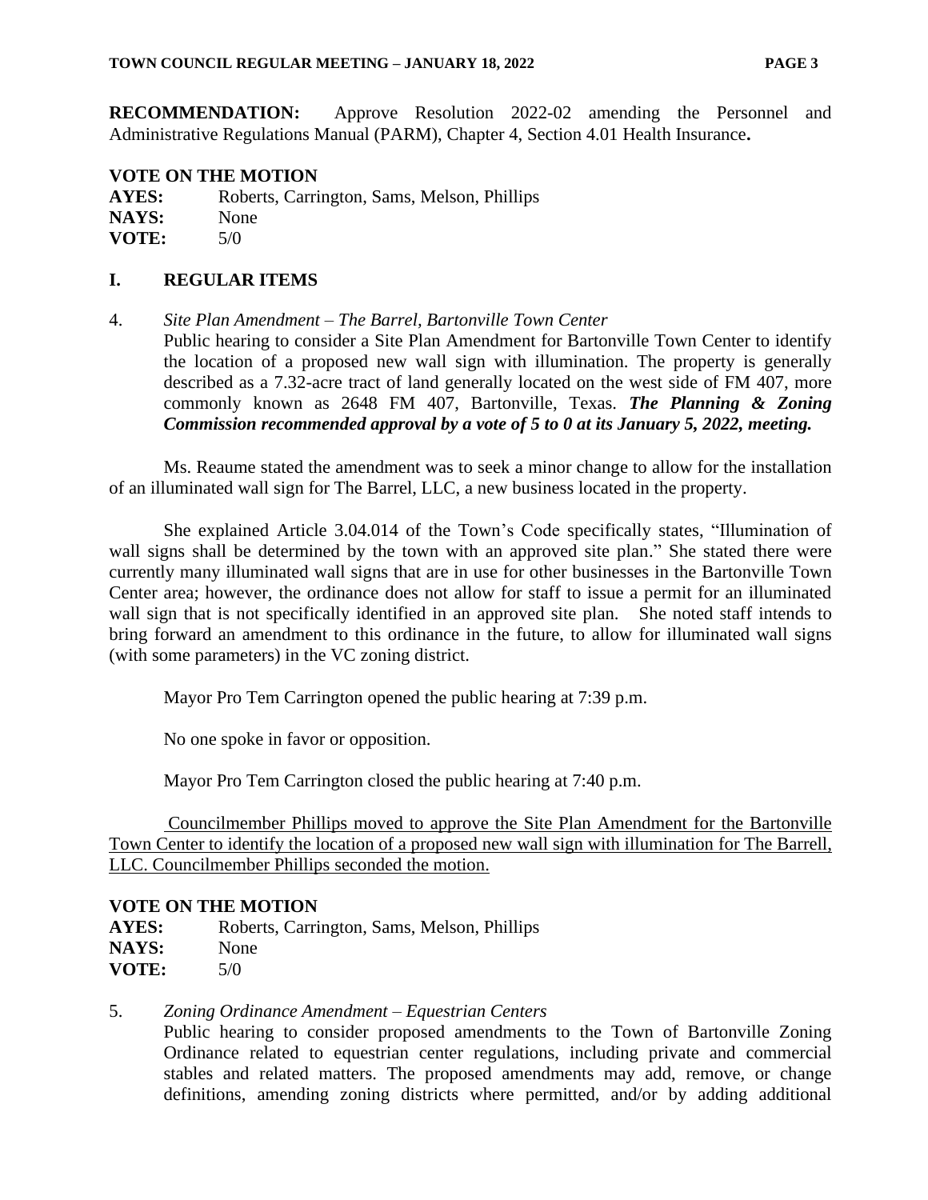**RECOMMENDATION:** Approve Resolution 2022-02 amending the Personnel and Administrative Regulations Manual (PARM), Chapter 4, Section 4.01 Health Insurance**.**

**VOTE ON THE MOTION**

**AYES:** Roberts, Carrington, Sams, Melson, Phillips
**NAYS:** None
**VOTE:** 5/0

## I. REGULAR ITEMS

4. *Site Plan Amendment – The Barrel, Bartonville Town Center*
   Public hearing to consider a Site Plan Amendment for Bartonville Town Center to identify the location of a proposed new wall sign with illumination. The property is generally described as a 7.32-acre tract of land generally located on the west side of FM 407, more commonly known as 2648 FM 407, Bartonville, Texas. ***The Planning & Zoning Commission recommended approval by a vote of 5 to 0 at its January 5, 2022, meeting.***

Ms. Reaume stated the amendment was to seek a minor change to allow for the installation of an illuminated wall sign for The Barrel, LLC, a new business located in the property.

She explained Article 3.04.014 of the Town's Code specifically states, "Illumination of wall signs shall be determined by the town with an approved site plan." She stated there were currently many illuminated wall signs that are in use for other businesses in the Bartonville Town Center area; however, the ordinance does not allow for staff to issue a permit for an illuminated wall sign that is not specifically identified in an approved site plan. She noted staff intends to bring forward an amendment to this ordinance in the future, to allow for illuminated wall signs (with some parameters) in the VC zoning district.

Mayor Pro Tem Carrington opened the public hearing at 7:39 p.m.

No one spoke in favor or opposition.

Mayor Pro Tem Carrington closed the public hearing at 7:40 p.m.

<u>Councilmember Phillips moved to approve the Site Plan Amendment for the Bartonville Town Center to identify the location of a proposed new wall sign with illumination for The Barrell, LLC. Councilmember Phillips seconded the motion.</u>

**VOTE ON THE MOTION**

**AYES:** Roberts, Carrington, Sams, Melson, Phillips
**NAYS:** None
**VOTE:** 5/0

5. *Zoning Ordinance Amendment – Equestrian Centers*
   Public hearing to consider proposed amendments to the Town of Bartonville Zoning Ordinance related to equestrian center regulations, including private and commercial stables and related matters. The proposed amendments may add, remove, or change definitions, amending zoning districts where permitted, and/or by adding additional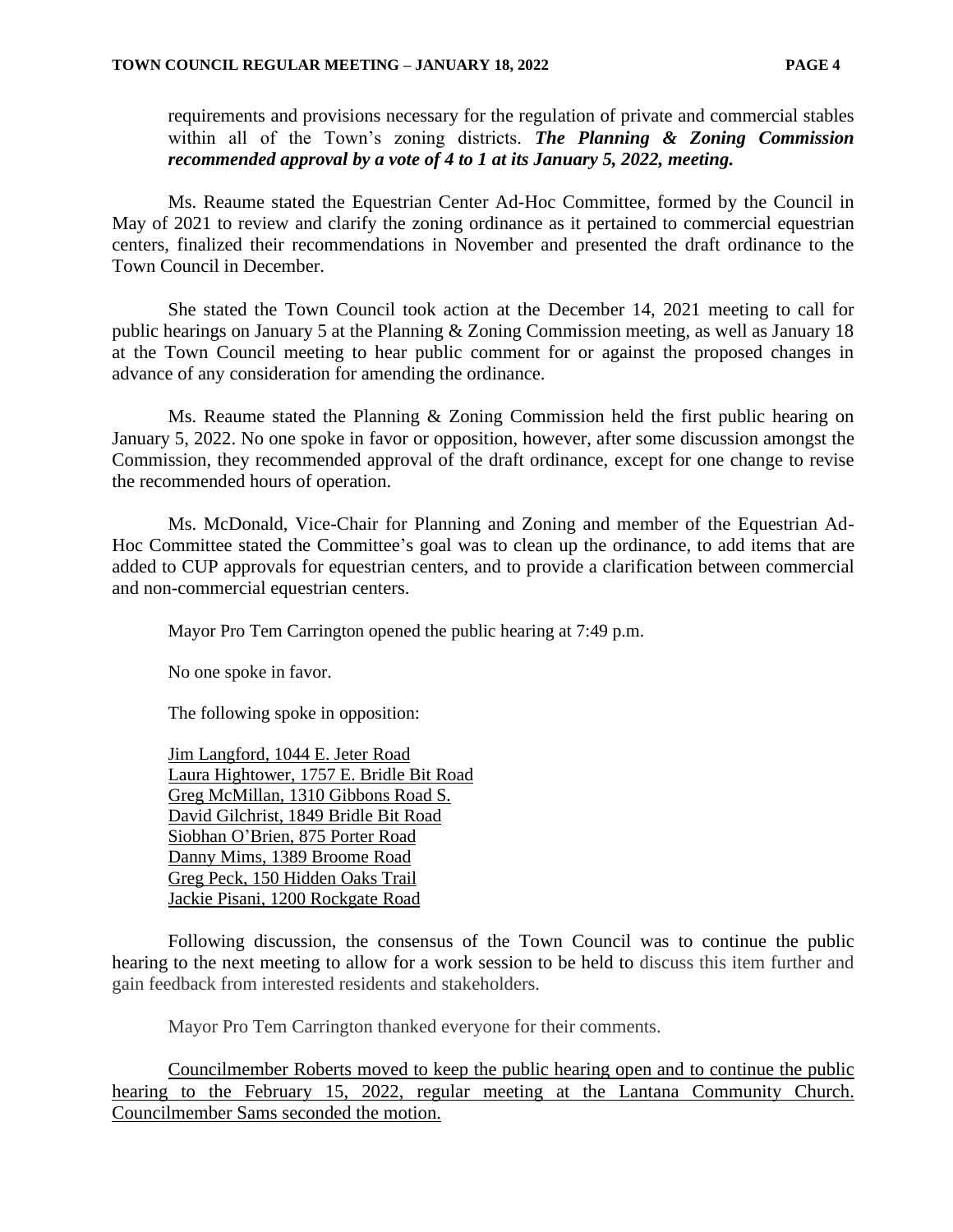requirements and provisions necessary for the regulation of private and commercial stables within all of the Town's zoning districts. ***The Planning & Zoning Commission recommended approval by a vote of 4 to 1 at its January 5, 2022, meeting.***

Ms. Reaume stated the Equestrian Center Ad-Hoc Committee, formed by the Council in May of 2021 to review and clarify the zoning ordinance as it pertained to commercial equestrian centers, finalized their recommendations in November and presented the draft ordinance to the Town Council in December.

She stated the Town Council took action at the December 14, 2021 meeting to call for public hearings on January 5 at the Planning & Zoning Commission meeting, as well as January 18 at the Town Council meeting to hear public comment for or against the proposed changes in advance of any consideration for amending the ordinance.

Ms. Reaume stated the Planning & Zoning Commission held the first public hearing on January 5, 2022. No one spoke in favor or opposition, however, after some discussion amongst the Commission, they recommended approval of the draft ordinance, except for one change to revise the recommended hours of operation.

Ms. McDonald, Vice-Chair for Planning and Zoning and member of the Equestrian Ad-Hoc Committee stated the Committee's goal was to clean up the ordinance, to add items that are added to CUP approvals for equestrian centers, and to provide a clarification between commercial and non-commercial equestrian centers.

Mayor Pro Tem Carrington opened the public hearing at 7:49 p.m.

No one spoke in favor.

The following spoke in opposition:

<u>Jim Langford, 1044 E. Jeter Road</u>
<u>Laura Hightower, 1757 E. Bridle Bit Road</u>
<u>Greg McMillan, 1310 Gibbons Road S.</u>
<u>David Gilchrist, 1849 Bridle Bit Road</u>
<u>Siobhan O'Brien, 875 Porter Road</u>
<u>Danny Mims, 1389 Broome Road</u>
<u>Greg Peck, 150 Hidden Oaks Trail</u>
<u>Jackie Pisani, 1200 Rockgate Road</u>

Following discussion, the consensus of the Town Council was to continue the public hearing to the next meeting to allow for a work session to be held to discuss this item further and gain feedback from interested residents and stakeholders.

Mayor Pro Tem Carrington thanked everyone for their comments.

<u>Councilmember Roberts moved to keep the public hearing open and to continue the public hearing to the February 15, 2022, regular meeting at the Lantana Community Church. Councilmember Sams seconded the motion.</u>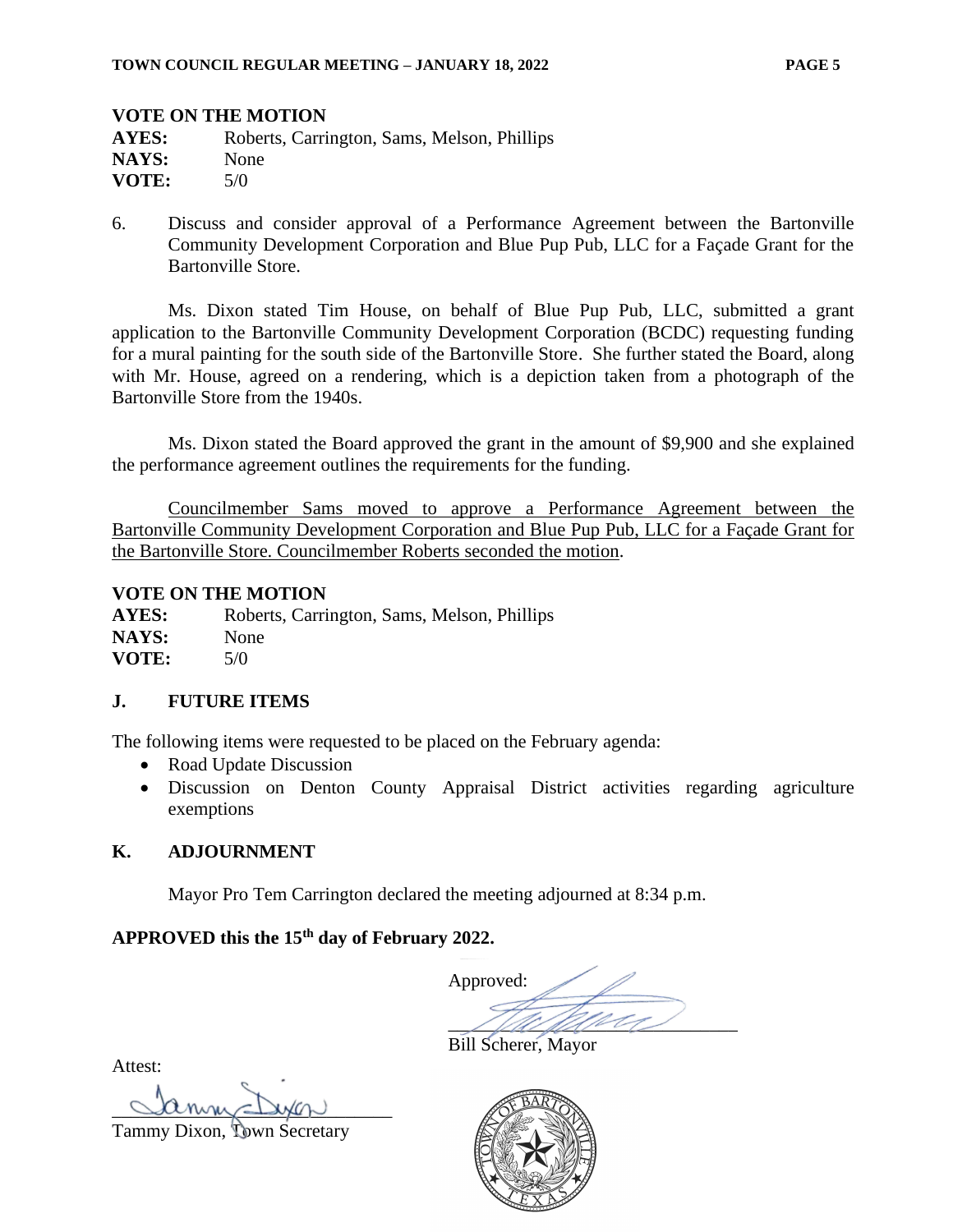**VOTE ON THE MOTION**

**AYES:** Roberts, Carrington, Sams, Melson, Phillips
**NAYS:** None
**VOTE:** 5/0

6. Discuss and consider approval of a Performance Agreement between the Bartonville Community Development Corporation and Blue Pup Pub, LLC for a Façade Grant for the Bartonville Store.

Ms. Dixon stated Tim House, on behalf of Blue Pup Pub, LLC, submitted a grant application to the Bartonville Community Development Corporation (BCDC) requesting funding for a mural painting for the south side of the Bartonville Store. She further stated the Board, along with Mr. House, agreed on a rendering, which is a depiction taken from a photograph of the Bartonville Store from the 1940s.

Ms. Dixon stated the Board approved the grant in the amount of $9,900 and she explained the performance agreement outlines the requirements for the funding.

Councilmember Sams moved to approve a Performance Agreement between the Bartonville Community Development Corporation and Blue Pup Pub, LLC for a Façade Grant for the Bartonville Store. Councilmember Roberts seconded the motion.

**VOTE ON THE MOTION**

**AYES:** Roberts, Carrington, Sams, Melson, Phillips
**NAYS:** None
**VOTE:** 5/0

## J. FUTURE ITEMS

The following items were requested to be placed on the February agenda:

- Road Update Discussion
- Discussion on Denton County Appraisal District activities regarding agriculture exemptions

## K. ADJOURNMENT

Mayor Pro Tem Carrington declared the meeting adjourned at 8:34 p.m.

**APPROVED this the 15th day of February 2022.**

Approved:

Bill Scherer, Mayor

Attest:

Tammy Dixon, Town Secretary

TOWN OF BARTONVILLE TEXAS